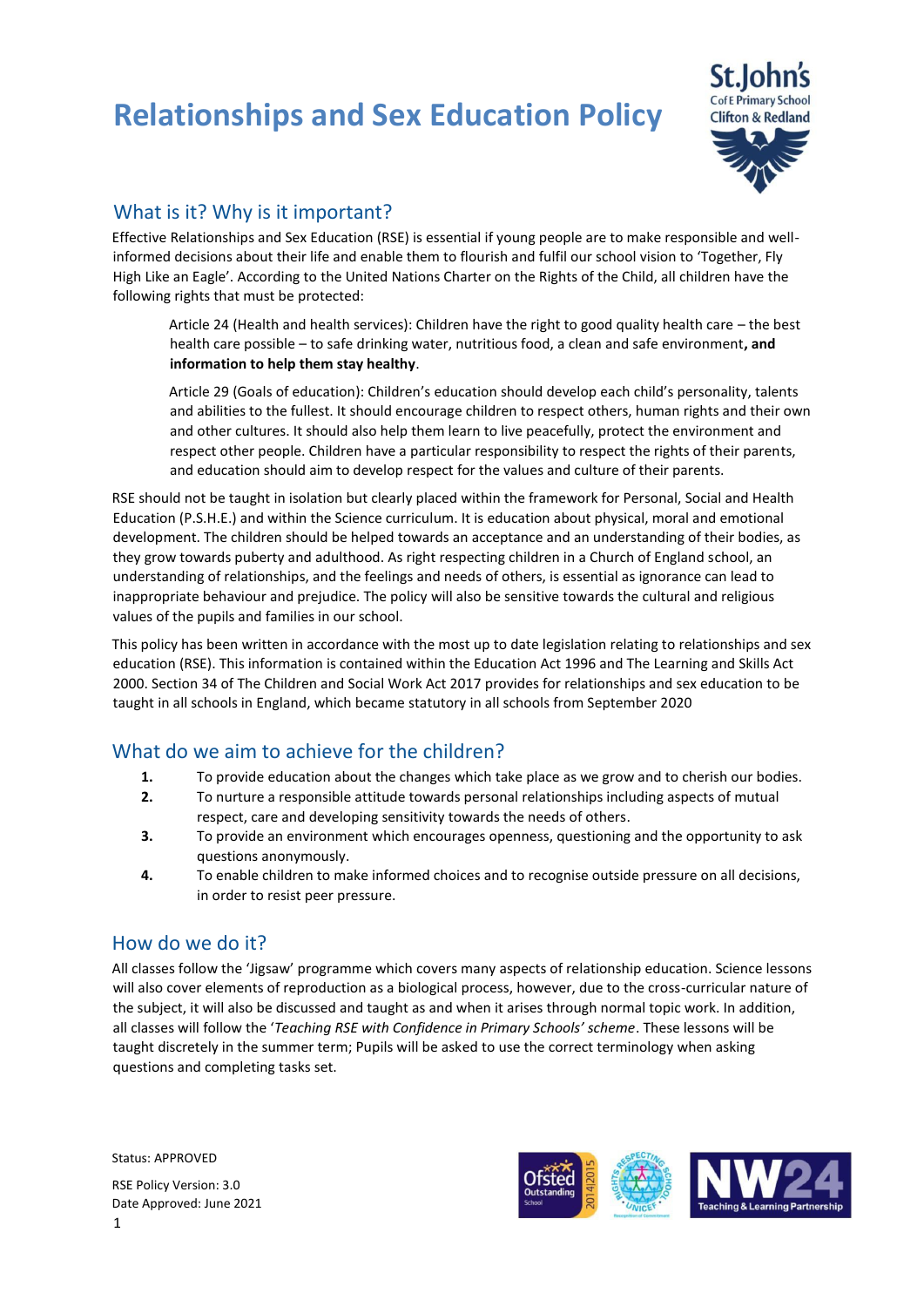# Relationships and Sex Education Policy

St.John's C of E Primary School Clifton & Redland

## What is it? Why is it important?

Effective Relationships and Sex Education (RSE) is essential if young people are to make responsible and well-informed decisions about their life and enable them to flourish and fulfil our school vision to 'Together, Fly High Like an Eagle'. According to the United Nations Charter on the Rights of the Child, all children have the following rights that must be protected:

> Article 24 (Health and health services): Children have the right to good quality health care – the best health care possible – to safe drinking water, nutritious food, a clean and safe environment**, and information to help them stay healthy**.
>
> Article 29 (Goals of education): Children's education should develop each child's personality, talents and abilities to the fullest. It should encourage children to respect others, human rights and their own and other cultures. It should also help them learn to live peacefully, protect the environment and respect other people. Children have a particular responsibility to respect the rights of their parents, and education should aim to develop respect for the values and culture of their parents.

RSE should not be taught in isolation but clearly placed within the framework for Personal, Social and Health Education (P.S.H.E.) and within the Science curriculum. It is education about physical, moral and emotional development. The children should be helped towards an acceptance and an understanding of their bodies, as they grow towards puberty and adulthood. As right respecting children in a Church of England school, an understanding of relationships, and the feelings and needs of others, is essential as ignorance can lead to inappropriate behaviour and prejudice. The policy will also be sensitive towards the cultural and religious values of the pupils and families in our school.

This policy has been written in accordance with the most up to date legislation relating to relationships and sex education (RSE). This information is contained within the Education Act 1996 and The Learning and Skills Act 2000. Section 34 of The Children and Social Work Act 2017 provides for relationships and sex education to be taught in all schools in England, which became statutory in all schools from September 2020

## What do we aim to achieve for the children?

1. To provide education about the changes which take place as we grow and to cherish our bodies.
2. To nurture a responsible attitude towards personal relationships including aspects of mutual respect, care and developing sensitivity towards the needs of others.
3. To provide an environment which encourages openness, questioning and the opportunity to ask questions anonymously.
4. To enable children to make informed choices and to recognise outside pressure on all decisions, in order to resist peer pressure.

## How do we do it?

All classes follow the 'Jigsaw' programme which covers many aspects of relationship education. Science lessons will also cover elements of reproduction as a biological process, however, due to the cross-curricular nature of the subject, it will also be discussed and taught as and when it arises through normal topic work. In addition, all classes will follow the '*Teaching RSE with Confidence in Primary Schools' scheme*. These lessons will be taught discretely in the summer term; Pupils will be asked to use the correct terminology when asking questions and completing tasks set.

Status: APPROVED

RSE Policy Version: 3.0
Date Approved: June 2021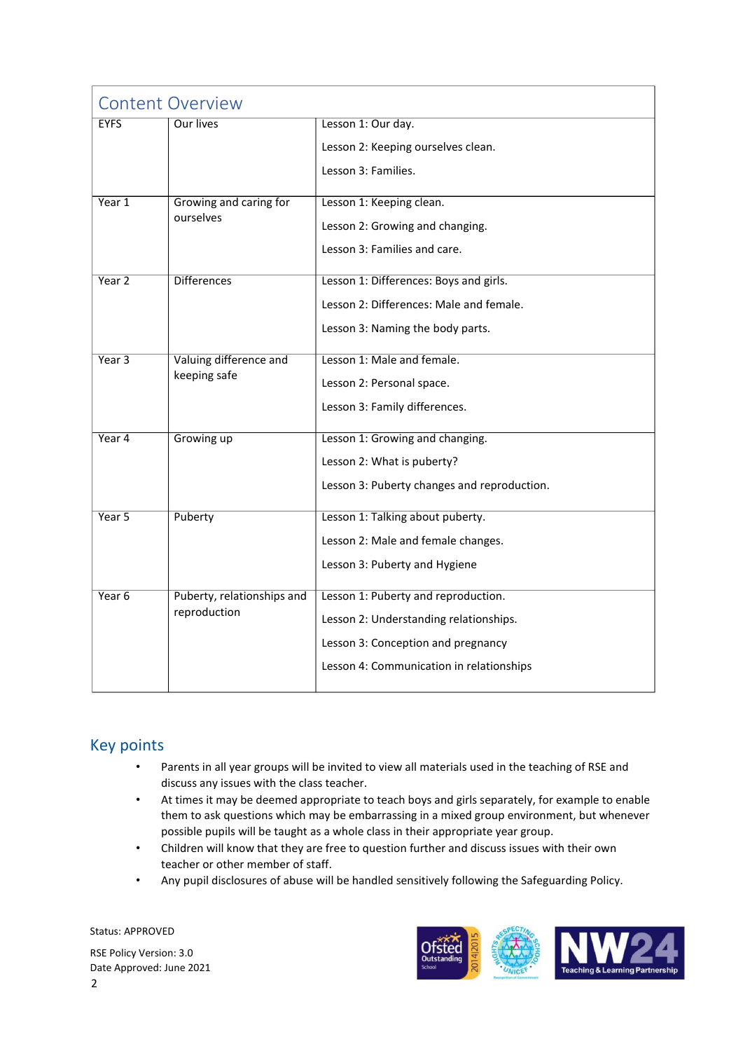## Content Overview

| | | |
|---|---|---|
| EYFS | Our lives | Lesson 1: Our day.<br>Lesson 2: Keeping ourselves clean.<br>Lesson 3: Families. |
| Year 1 | Growing and caring for ourselves | Lesson 1: Keeping clean.<br>Lesson 2: Growing and changing.<br>Lesson 3: Families and care. |
| Year 2 | Differences | Lesson 1: Differences: Boys and girls.<br>Lesson 2: Differences: Male and female.<br>Lesson 3: Naming the body parts. |
| Year 3 | Valuing difference and keeping safe | Lesson 1: Male and female.<br>Lesson 2: Personal space.<br>Lesson 3: Family differences. |
| Year 4 | Growing up | Lesson 1: Growing and changing.<br>Lesson 2: What is puberty?<br>Lesson 3: Puberty changes and reproduction. |
| Year 5 | Puberty | Lesson 1: Talking about puberty.<br>Lesson 2: Male and female changes.<br>Lesson 3: Puberty and Hygiene |
| Year 6 | Puberty, relationships and reproduction | Lesson 1: Puberty and reproduction.<br>Lesson 2: Understanding relationships.<br>Lesson 3: Conception and pregnancy<br>Lesson 4: Communication in relationships |

## Key points

- Parents in all year groups will be invited to view all materials used in the teaching of RSE and discuss any issues with the class teacher.
- At times it may be deemed appropriate to teach boys and girls separately, for example to enable them to ask questions which may be embarrassing in a mixed group environment, but whenever possible pupils will be taught as a whole class in their appropriate year group.
- Children will know that they are free to question further and discuss issues with their own teacher or other member of staff.
- Any pupil disclosures of abuse will be handled sensitively following the Safeguarding Policy.

Status: APPROVED

RSE Policy Version: 3.0
Date Approved: June 2021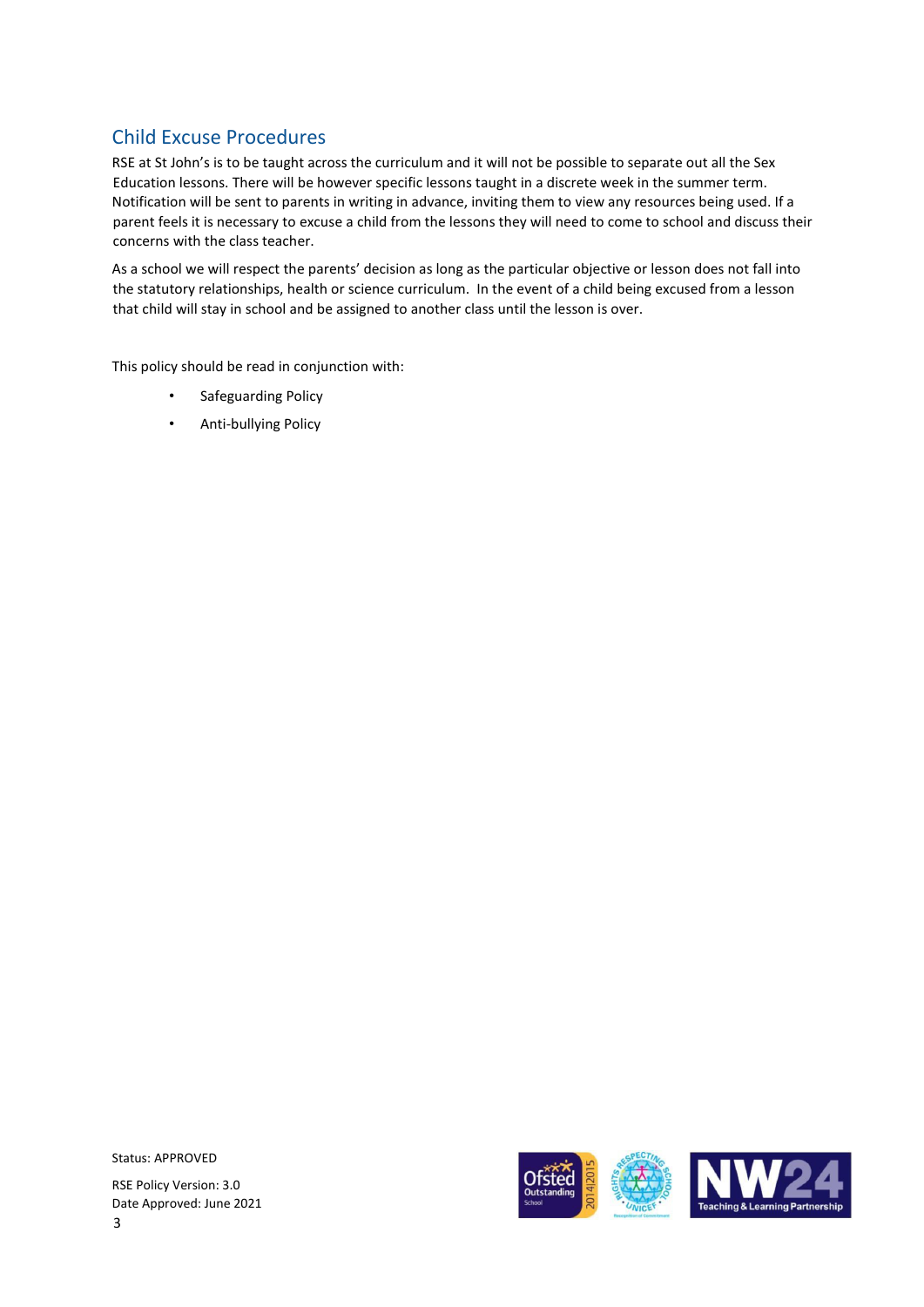## Child Excuse Procedures

RSE at St John's is to be taught across the curriculum and it will not be possible to separate out all the Sex Education lessons. There will be however specific lessons taught in a discrete week in the summer term. Notification will be sent to parents in writing in advance, inviting them to view any resources being used. If a parent feels it is necessary to excuse a child from the lessons they will need to come to school and discuss their concerns with the class teacher.

As a school we will respect the parents' decision as long as the particular objective or lesson does not fall into the statutory relationships, health or science curriculum. In the event of a child being excused from a lesson that child will stay in school and be assigned to another class until the lesson is over.

This policy should be read in conjunction with:

- Safeguarding Policy
- Anti-bullying Policy